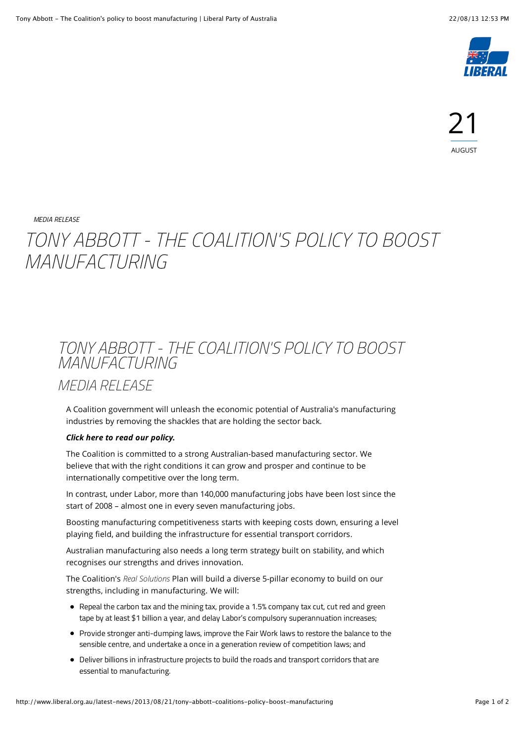21

AUGUST

*MEDIA RELEASE*

# TONY ABBOTT - THE COALITION'S POLICY TO BOOST MANUFACTURING

## TONY ABBOTT - THE COALITION'S POLICY TO BOOST MANUFACTURING

### MEDIA RELEASE

A Coalition government will unleash the economic potential of Australia's manufacturing industries by removing the shackles that are holding the sector back.

***Click here to read our policy.***

The Coalition is committed to a strong Australian-based manufacturing sector. We believe that with the right conditions it can grow and prosper and continue to be internationally competitive over the long term.

In contrast, under Labor, more than 140,000 manufacturing jobs have been lost since the start of 2008 – almost one in every seven manufacturing jobs.

Boosting manufacturing competitiveness starts with keeping costs down, ensuring a level playing field, and building the infrastructure for essential transport corridors.

Australian manufacturing also needs a long term strategy built on stability, and which recognises our strengths and drives innovation.

The Coalition's *Real Solutions* Plan will build a diverse 5-pillar economy to build on our strengths, including in manufacturing. We will:

- Repeal the carbon tax and the mining tax, provide a 1.5% company tax cut, cut red and green tape by at least $1 billion a year, and delay Labor's compulsory superannuation increases;
- Provide stronger anti-dumping laws, improve the Fair Work laws to restore the balance to the sensible centre, and undertake a once in a generation review of competition laws; and
- Deliver billions in infrastructure projects to build the roads and transport corridors that are essential to manufacturing.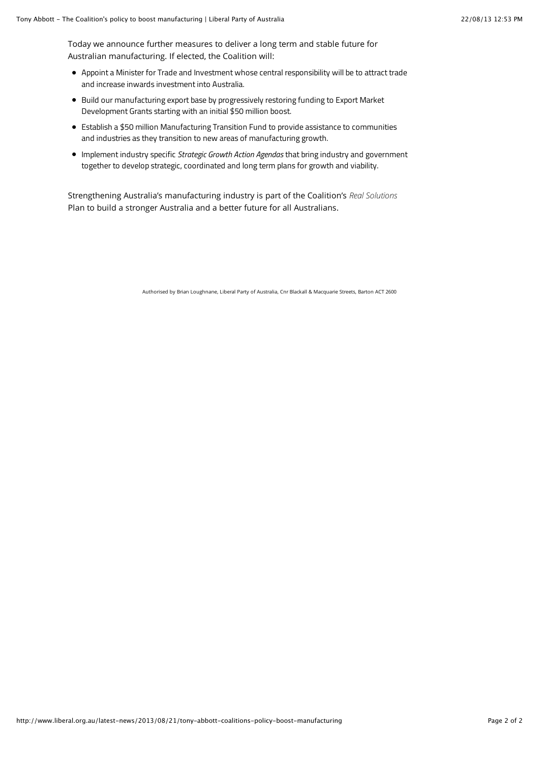Today we announce further measures to deliver a long term and stable future for Australian manufacturing. If elected, the Coalition will:

- Appoint a Minister for Trade and Investment whose central responsibility will be to attract trade and increase inwards investment into Australia.
- Build our manufacturing export base by progressively restoring funding to Export Market Development Grants starting with an initial $50 million boost.
- Establish a $50 million Manufacturing Transition Fund to provide assistance to communities and industries as they transition to new areas of manufacturing growth.
- Implement industry specific *Strategic Growth Action Agendas* that bring industry and government together to develop strategic, coordinated and long term plans for growth and viability.

Strengthening Australia's manufacturing industry is part of the Coalition's *Real Solutions* Plan to build a stronger Australia and a better future for all Australians.

Authorised by Brian Loughnane, Liberal Party of Australia, Cnr Blackall & Macquarie Streets, Barton ACT 2600